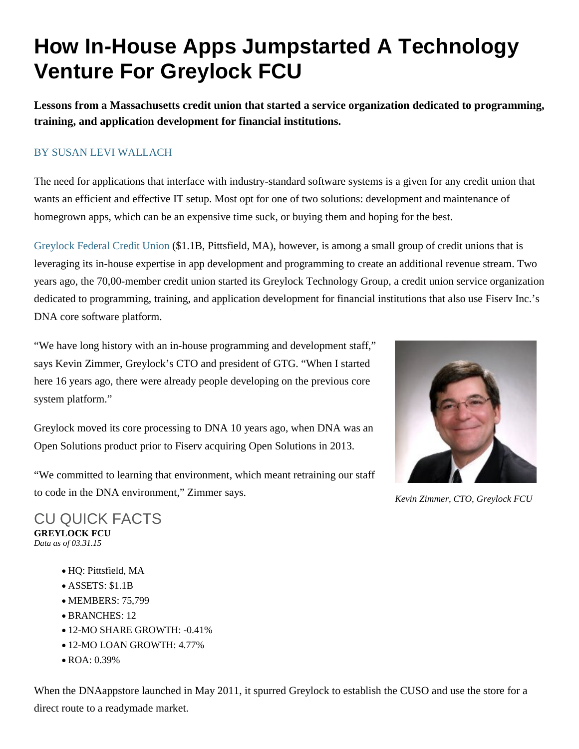# How In-House Apps Jumpstarted A Technology Venture For Greylock FCU

**Lessons from a Massachusetts credit union that started a service organization dedicated to programming, training, and application development for financial institutions.**

BY SUSAN LEVI WALLACH

The need for applications that interface with industry-standard software systems is a given for any credit union that wants an efficient and effective IT setup. Most opt for one of two solutions: development and maintenance of homegrown apps, which can be an expensive time suck, or buying them and hoping for the best.

Greylock Federal Credit Union ($1.1B, Pittsfield, MA), however, is among a small group of credit unions that is leveraging its in-house expertise in app development and programming to create an additional revenue stream. Two years ago, the 70,00-member credit union started its Greylock Technology Group, a credit union service organization dedicated to programming, training, and application development for financial institutions that also use Fiserv Inc.'s DNA core software platform.

"We have long history with an in-house programming and development staff," says Kevin Zimmer, Greylock's CTO and president of GTG. "When I started here 16 years ago, there were already people developing on the previous core system platform."

Greylock moved its core processing to DNA 10 years ago, when DNA was an Open Solutions product prior to Fiserv acquiring Open Solutions in 2013.

"We committed to learning that environment, which meant retraining our staff to code in the DNA environment," Zimmer says.

*Kevin Zimmer, CTO, Greylock FCU*

## CU QUICK FACTS

**GREYLOCK FCU**
*Data as of 03.31.15*

- HQ: Pittsfield, MA
- ASSETS: $1.1B
- MEMBERS: 75,799
- BRANCHES: 12
- 12-MO SHARE GROWTH: -0.41%
- 12-MO LOAN GROWTH: 4.77%
- ROA: 0.39%

When the DNAappstore launched in May 2011, it spurred Greylock to establish the CUSO and use the store for a direct route to a readymade market.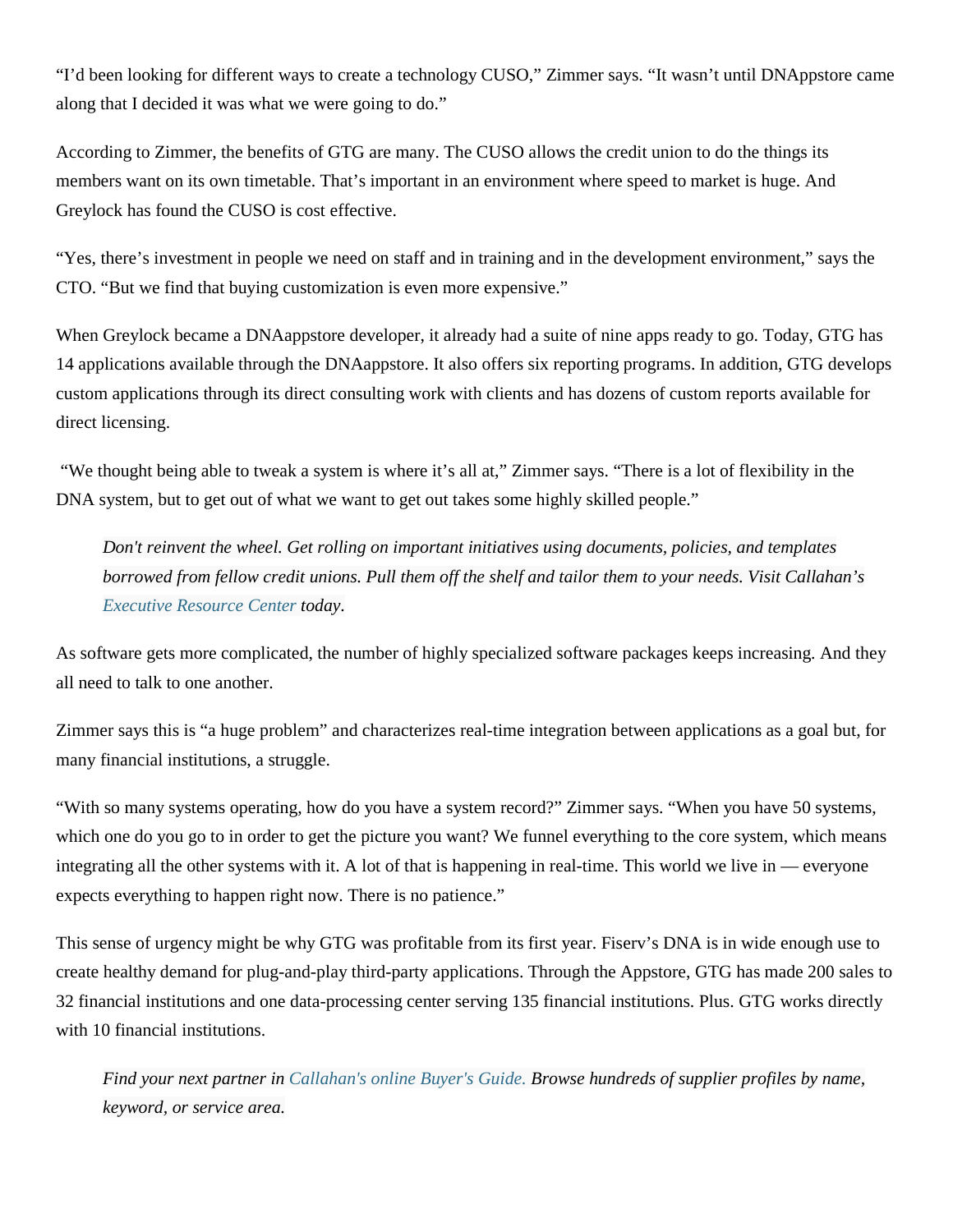"I'd been looking for different ways to create a technology CUSO," Zimmer says. "It wasn't until DNAppstore came along that I decided it was what we were going to do."

According to Zimmer, the benefits of GTG are many. The CUSO allows the credit union to do the things its members want on its own timetable. That's important in an environment where speed to market is huge. And Greylock has found the CUSO is cost effective.

"Yes, there's investment in people we need on staff and in training and in the development environment," says the CTO. "But we find that buying customization is even more expensive."

When Greylock became a DNAappstore developer, it already had a suite of nine apps ready to go. Today, GTG has 14 applications available through the DNAappstore. It also offers six reporting programs. In addition, GTG develops custom applications through its direct consulting work with clients and has dozens of custom reports available for direct licensing.

"We thought being able to tweak a system is where it's all at," Zimmer says. "There is a lot of flexibility in the DNA system, but to get out of what we want to get out takes some highly skilled people."

> *Don't reinvent the wheel. Get rolling on important initiatives using documents, policies, and templates borrowed from fellow credit unions. Pull them off the shelf and tailor them to your needs. Visit Callahan's Executive Resource Center today.*

As software gets more complicated, the number of highly specialized software packages keeps increasing. And they all need to talk to one another.

Zimmer says this is "a huge problem" and characterizes real-time integration between applications as a goal but, for many financial institutions, a struggle.

"With so many systems operating, how do you have a system record?" Zimmer says. "When you have 50 systems, which one do you go to in order to get the picture you want? We funnel everything to the core system, which means integrating all the other systems with it. A lot of that is happening in real-time. This world we live in — everyone expects everything to happen right now. There is no patience."

This sense of urgency might be why GTG was profitable from its first year. Fiserv's DNA is in wide enough use to create healthy demand for plug-and-play third-party applications. Through the Appstore, GTG has made 200 sales to 32 financial institutions and one data-processing center serving 135 financial institutions. Plus. GTG works directly with 10 financial institutions.

> *Find your next partner in Callahan's online Buyer's Guide. Browse hundreds of supplier profiles by name, keyword, or service area.*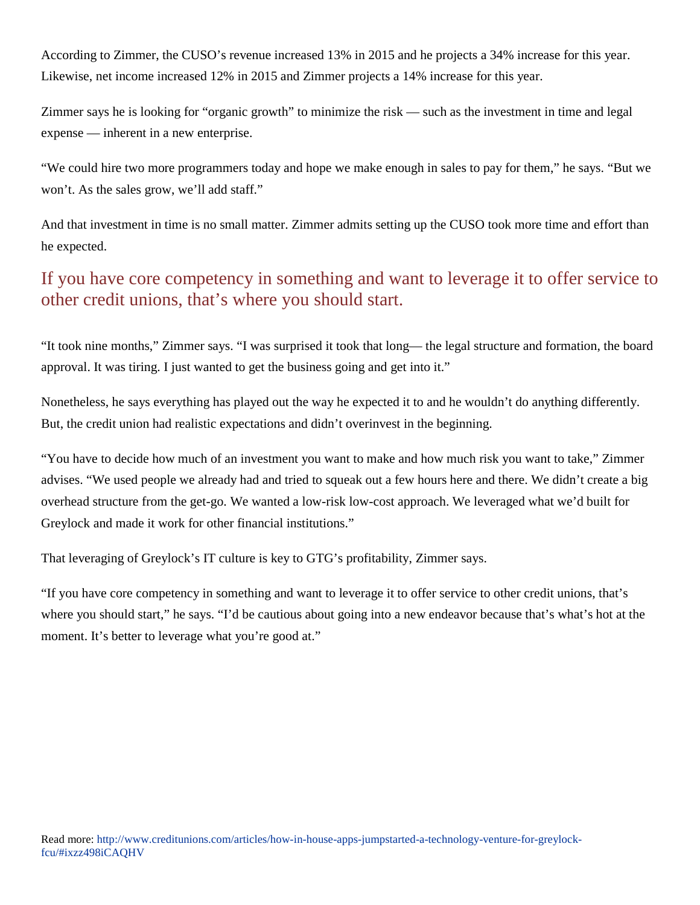According to Zimmer, the CUSO's revenue increased 13% in 2015 and he projects a 34% increase for this year. Likewise, net income increased 12% in 2015 and Zimmer projects a 14% increase for this year.

Zimmer says he is looking for "organic growth" to minimize the risk — such as the investment in time and legal expense — inherent in a new enterprise.

"We could hire two more programmers today and hope we make enough in sales to pay for them," he says. "But we won't. As the sales grow, we'll add staff."

And that investment in time is no small matter. Zimmer admits setting up the CUSO took more time and effort than he expected.

> If you have core competency in something and want to leverage it to offer service to other credit unions, that's where you should start.

"It took nine months," Zimmer says. "I was surprised it took that long— the legal structure and formation, the board approval. It was tiring. I just wanted to get the business going and get into it."

Nonetheless, he says everything has played out the way he expected it to and he wouldn't do anything differently. But, the credit union had realistic expectations and didn't overinvest in the beginning.

"You have to decide how much of an investment you want to make and how much risk you want to take," Zimmer advises. "We used people we already had and tried to squeak out a few hours here and there. We didn't create a big overhead structure from the get-go. We wanted a low-risk low-cost approach. We leveraged what we'd built for Greylock and made it work for other financial institutions."

That leveraging of Greylock's IT culture is key to GTG's profitability, Zimmer says.

"If you have core competency in something and want to leverage it to offer service to other credit unions, that's where you should start," he says. "I'd be cautious about going into a new endeavor because that's what's hot at the moment. It's better to leverage what you're good at."

Read more: http://www.creditunions.com/articles/how-in-house-apps-jumpstarted-a-technology-venture-for-greylock-fcu/#ixzz498iCAQHV